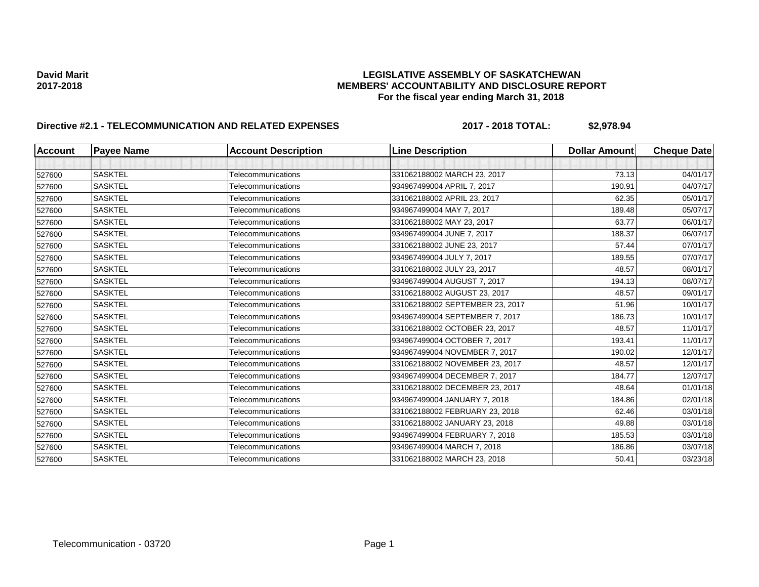**David Marit**
**2017-2018**

**LEGISLATIVE ASSEMBLY OF SASKATCHEWAN**
**MEMBERS' ACCOUNTABILITY AND DISCLOSURE REPORT**
**For the fiscal year ending March 31, 2018**

**Directive #2.1 - TELECOMMUNICATION AND RELATED EXPENSES** **2017 - 2018 TOTAL: $2,978.94**

| Account | Payee Name | Account Description | Line Description | Dollar Amount | Cheque Date |
|---|---|---|---|---|---|
| | | | | | |
| 527600 | SASKTEL | Telecommunications | 331062188002 MARCH 23, 2017 | 73.13 | 04/01/17 |
| 527600 | SASKTEL | Telecommunications | 934967499004 APRIL 7, 2017 | 190.91 | 04/07/17 |
| 527600 | SASKTEL | Telecommunications | 331062188002 APRIL 23, 2017 | 62.35 | 05/01/17 |
| 527600 | SASKTEL | Telecommunications | 934967499004 MAY 7, 2017 | 189.48 | 05/07/17 |
| 527600 | SASKTEL | Telecommunications | 331062188002 MAY 23, 2017 | 63.77 | 06/01/17 |
| 527600 | SASKTEL | Telecommunications | 934967499004 JUNE 7, 2017 | 188.37 | 06/07/17 |
| 527600 | SASKTEL | Telecommunications | 331062188002 JUNE 23, 2017 | 57.44 | 07/01/17 |
| 527600 | SASKTEL | Telecommunications | 934967499004 JULY 7, 2017 | 189.55 | 07/07/17 |
| 527600 | SASKTEL | Telecommunications | 331062188002 JULY 23, 2017 | 48.57 | 08/01/17 |
| 527600 | SASKTEL | Telecommunications | 934967499004 AUGUST 7, 2017 | 194.13 | 08/07/17 |
| 527600 | SASKTEL | Telecommunications | 331062188002 AUGUST 23, 2017 | 48.57 | 09/01/17 |
| 527600 | SASKTEL | Telecommunications | 331062188002 SEPTEMBER 23, 2017 | 51.96 | 10/01/17 |
| 527600 | SASKTEL | Telecommunications | 934967499004 SEPTEMBER 7, 2017 | 186.73 | 10/01/17 |
| 527600 | SASKTEL | Telecommunications | 331062188002 OCTOBER 23, 2017 | 48.57 | 11/01/17 |
| 527600 | SASKTEL | Telecommunications | 934967499004 OCTOBER 7, 2017 | 193.41 | 11/01/17 |
| 527600 | SASKTEL | Telecommunications | 934967499004 NOVEMBER 7, 2017 | 190.02 | 12/01/17 |
| 527600 | SASKTEL | Telecommunications | 331062188002 NOVEMBER 23, 2017 | 48.57 | 12/01/17 |
| 527600 | SASKTEL | Telecommunications | 934967499004 DECEMBER 7, 2017 | 184.77 | 12/07/17 |
| 527600 | SASKTEL | Telecommunications | 331062188002 DECEMBER 23, 2017 | 48.64 | 01/01/18 |
| 527600 | SASKTEL | Telecommunications | 934967499004 JANUARY 7, 2018 | 184.86 | 02/01/18 |
| 527600 | SASKTEL | Telecommunications | 331062188002 FEBRUARY 23, 2018 | 62.46 | 03/01/18 |
| 527600 | SASKTEL | Telecommunications | 331062188002 JANUARY 23, 2018 | 49.88 | 03/01/18 |
| 527600 | SASKTEL | Telecommunications | 934967499004 FEBRUARY 7, 2018 | 185.53 | 03/01/18 |
| 527600 | SASKTEL | Telecommunications | 934967499004 MARCH 7, 2018 | 186.86 | 03/07/18 |
| 527600 | SASKTEL | Telecommunications | 331062188002 MARCH 23, 2018 | 50.41 | 03/23/18 |

Telecommunication - 03720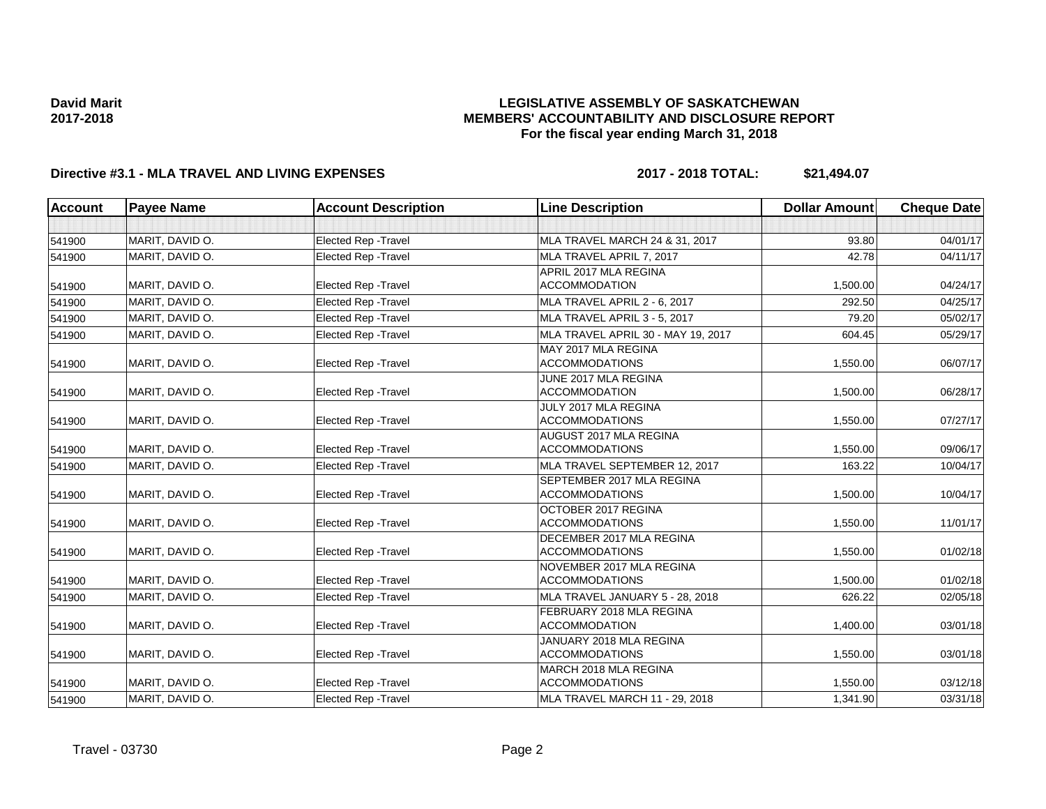**David Marit**
**2017-2018**

# LEGISLATIVE ASSEMBLY OF SASKATCHEWAN
## MEMBERS' ACCOUNTABILITY AND DISCLOSURE REPORT
### For the fiscal year ending March 31, 2018

**Directive #3.1 - MLA TRAVEL AND LIVING EXPENSES** **2017 - 2018 TOTAL: $21,494.07**

| Account | Payee Name | Account Description | Line Description | Dollar Amount | Cheque Date |
|---|---|---|---|---|---|
| | | | | | |
| 541900 | MARIT, DAVID O. | Elected Rep -Travel | MLA TRAVEL MARCH 24 & 31, 2017 | 93.80 | 04/01/17 |
| 541900 | MARIT, DAVID O. | Elected Rep -Travel | MLA TRAVEL APRIL 7, 2017 | 42.78 | 04/11/17 |
| 541900 | MARIT, DAVID O. | Elected Rep -Travel | APRIL 2017 MLA REGINA ACCOMMODATION | 1,500.00 | 04/24/17 |
| 541900 | MARIT, DAVID O. | Elected Rep -Travel | MLA TRAVEL APRIL 2 - 6, 2017 | 292.50 | 04/25/17 |
| 541900 | MARIT, DAVID O. | Elected Rep -Travel | MLA TRAVEL APRIL 3 - 5, 2017 | 79.20 | 05/02/17 |
| 541900 | MARIT, DAVID O. | Elected Rep -Travel | MLA TRAVEL APRIL 30 - MAY 19, 2017 | 604.45 | 05/29/17 |
| 541900 | MARIT, DAVID O. | Elected Rep -Travel | MAY 2017 MLA REGINA ACCOMMODATIONS | 1,550.00 | 06/07/17 |
| 541900 | MARIT, DAVID O. | Elected Rep -Travel | JUNE 2017 MLA REGINA ACCOMMODATION | 1,500.00 | 06/28/17 |
| 541900 | MARIT, DAVID O. | Elected Rep -Travel | JULY 2017 MLA REGINA ACCOMMODATIONS | 1,550.00 | 07/27/17 |
| 541900 | MARIT, DAVID O. | Elected Rep -Travel | AUGUST 2017 MLA REGINA ACCOMMODATIONS | 1,550.00 | 09/06/17 |
| 541900 | MARIT, DAVID O. | Elected Rep -Travel | MLA TRAVEL SEPTEMBER 12, 2017 | 163.22 | 10/04/17 |
| 541900 | MARIT, DAVID O. | Elected Rep -Travel | SEPTEMBER 2017 MLA REGINA ACCOMMODATIONS | 1,500.00 | 10/04/17 |
| 541900 | MARIT, DAVID O. | Elected Rep -Travel | OCTOBER 2017 REGINA ACCOMMODATIONS | 1,550.00 | 11/01/17 |
| 541900 | MARIT, DAVID O. | Elected Rep -Travel | DECEMBER 2017 MLA REGINA ACCOMMODATIONS | 1,550.00 | 01/02/18 |
| 541900 | MARIT, DAVID O. | Elected Rep -Travel | NOVEMBER 2017 MLA REGINA ACCOMMODATIONS | 1,500.00 | 01/02/18 |
| 541900 | MARIT, DAVID O. | Elected Rep -Travel | MLA TRAVEL JANUARY 5 - 28, 2018 | 626.22 | 02/05/18 |
| 541900 | MARIT, DAVID O. | Elected Rep -Travel | FEBRUARY 2018 MLA REGINA ACCOMMODATION | 1,400.00 | 03/01/18 |
| 541900 | MARIT, DAVID O. | Elected Rep -Travel | JANUARY 2018 MLA REGINA ACCOMMODATIONS | 1,550.00 | 03/01/18 |
| 541900 | MARIT, DAVID O. | Elected Rep -Travel | MARCH 2018 MLA REGINA ACCOMMODATIONS | 1,550.00 | 03/12/18 |
| 541900 | MARIT, DAVID O. | Elected Rep -Travel | MLA TRAVEL MARCH 11 - 29, 2018 | 1,341.90 | 03/31/18 |

Travel - 03730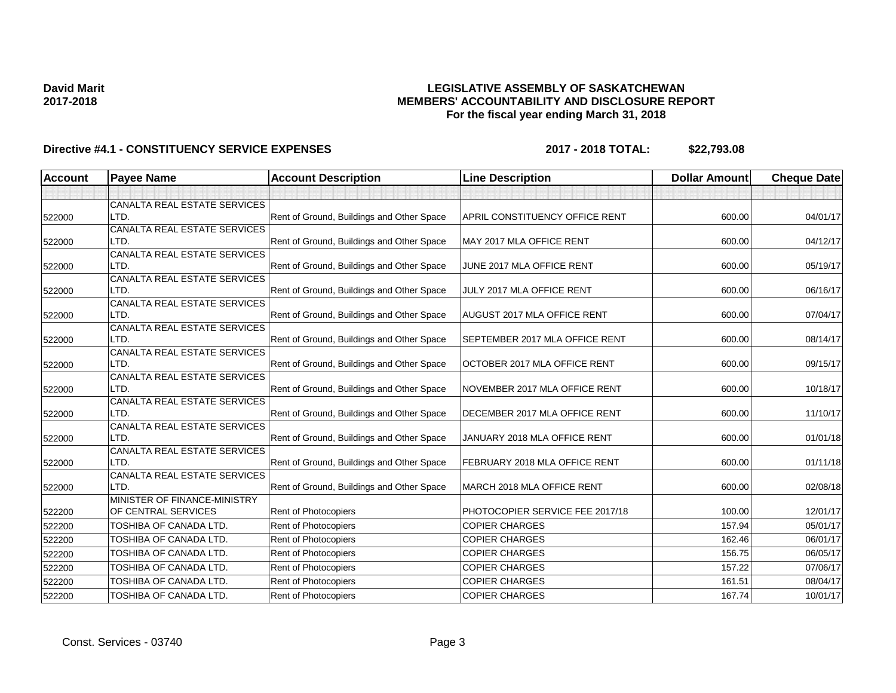**David Marit**
**2017-2018**

# LEGISLATIVE ASSEMBLY OF SASKATCHEWAN
## MEMBERS' ACCOUNTABILITY AND DISCLOSURE REPORT
### For the fiscal year ending March 31, 2018

**Directive #4.1 - CONSTITUENCY SERVICE EXPENSES** **2017 - 2018 TOTAL: $22,793.08**

| Account | Payee Name | Account Description | Line Description | Dollar Amount | Cheque Date |
|---|---|---|---|---|---|
| | | | | | |
| 522000 | CANALTA REAL ESTATE SERVICES LTD. | Rent of Ground, Buildings and Other Space | APRIL CONSTITUENCY OFFICE RENT | 600.00 | 04/01/17 |
| 522000 | CANALTA REAL ESTATE SERVICES LTD. | Rent of Ground, Buildings and Other Space | MAY 2017 MLA OFFICE RENT | 600.00 | 04/12/17 |
| 522000 | CANALTA REAL ESTATE SERVICES LTD. | Rent of Ground, Buildings and Other Space | JUNE 2017 MLA OFFICE RENT | 600.00 | 05/19/17 |
| 522000 | CANALTA REAL ESTATE SERVICES LTD. | Rent of Ground, Buildings and Other Space | JULY 2017 MLA OFFICE RENT | 600.00 | 06/16/17 |
| 522000 | CANALTA REAL ESTATE SERVICES LTD. | Rent of Ground, Buildings and Other Space | AUGUST 2017 MLA OFFICE RENT | 600.00 | 07/04/17 |
| 522000 | CANALTA REAL ESTATE SERVICES LTD. | Rent of Ground, Buildings and Other Space | SEPTEMBER 2017 MLA OFFICE RENT | 600.00 | 08/14/17 |
| 522000 | CANALTA REAL ESTATE SERVICES LTD. | Rent of Ground, Buildings and Other Space | OCTOBER 2017 MLA OFFICE RENT | 600.00 | 09/15/17 |
| 522000 | CANALTA REAL ESTATE SERVICES LTD. | Rent of Ground, Buildings and Other Space | NOVEMBER 2017 MLA OFFICE RENT | 600.00 | 10/18/17 |
| 522000 | CANALTA REAL ESTATE SERVICES LTD. | Rent of Ground, Buildings and Other Space | DECEMBER 2017 MLA OFFICE RENT | 600.00 | 11/10/17 |
| 522000 | CANALTA REAL ESTATE SERVICES LTD. | Rent of Ground, Buildings and Other Space | JANUARY 2018 MLA OFFICE RENT | 600.00 | 01/01/18 |
| 522000 | CANALTA REAL ESTATE SERVICES LTD. | Rent of Ground, Buildings and Other Space | FEBRUARY 2018 MLA OFFICE RENT | 600.00 | 01/11/18 |
| 522000 | CANALTA REAL ESTATE SERVICES LTD. | Rent of Ground, Buildings and Other Space | MARCH 2018 MLA OFFICE RENT | 600.00 | 02/08/18 |
| 522200 | MINISTER OF FINANCE-MINISTRY OF CENTRAL SERVICES | Rent of Photocopiers | PHOTOCOPIER SERVICE FEE 2017/18 | 100.00 | 12/01/17 |
| 522200 | TOSHIBA OF CANADA LTD. | Rent of Photocopiers | COPIER CHARGES | 157.94 | 05/01/17 |
| 522200 | TOSHIBA OF CANADA LTD. | Rent of Photocopiers | COPIER CHARGES | 162.46 | 06/01/17 |
| 522200 | TOSHIBA OF CANADA LTD. | Rent of Photocopiers | COPIER CHARGES | 156.75 | 06/05/17 |
| 522200 | TOSHIBA OF CANADA LTD. | Rent of Photocopiers | COPIER CHARGES | 157.22 | 07/06/17 |
| 522200 | TOSHIBA OF CANADA LTD. | Rent of Photocopiers | COPIER CHARGES | 161.51 | 08/04/17 |
| 522200 | TOSHIBA OF CANADA LTD. | Rent of Photocopiers | COPIER CHARGES | 167.74 | 10/01/17 |

Const. Services - 03740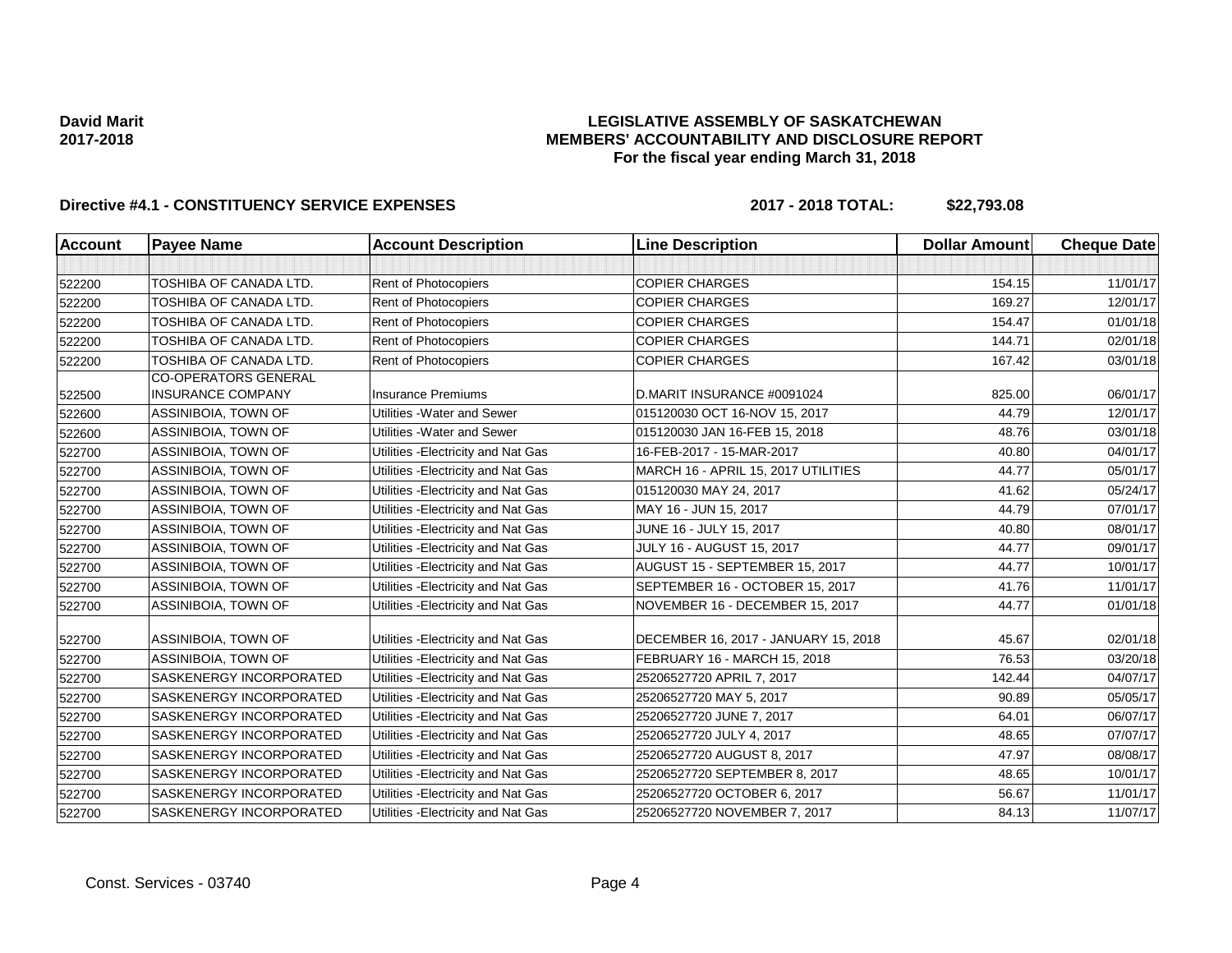**David Marit**
**2017-2018**

**LEGISLATIVE ASSEMBLY OF SASKATCHEWAN**
**MEMBERS' ACCOUNTABILITY AND DISCLOSURE REPORT**
**For the fiscal year ending March 31, 2018**

**Directive #4.1 - CONSTITUENCY SERVICE EXPENSES** **2017 - 2018 TOTAL: $22,793.08**

| Account | Payee Name | Account Description | Line Description | Dollar Amount | Cheque Date |
|---|---|---|---|---|---|
| | | | | | |
| 522200 | TOSHIBA OF CANADA LTD. | Rent of Photocopiers | COPIER CHARGES | 154.15 | 11/01/17 |
| 522200 | TOSHIBA OF CANADA LTD. | Rent of Photocopiers | COPIER CHARGES | 169.27 | 12/01/17 |
| 522200 | TOSHIBA OF CANADA LTD. | Rent of Photocopiers | COPIER CHARGES | 154.47 | 01/01/18 |
| 522200 | TOSHIBA OF CANADA LTD. | Rent of Photocopiers | COPIER CHARGES | 144.71 | 02/01/18 |
| 522200 | TOSHIBA OF CANADA LTD. | Rent of Photocopiers | COPIER CHARGES | 167.42 | 03/01/18 |
| 522500 | CO-OPERATORS GENERAL INSURANCE COMPANY | Insurance Premiums | D.MARIT INSURANCE #0091024 | 825.00 | 06/01/17 |
| 522600 | ASSINIBOIA, TOWN OF | Utilities -Water and Sewer | 015120030 OCT 16-NOV 15, 2017 | 44.79 | 12/01/17 |
| 522600 | ASSINIBOIA, TOWN OF | Utilities -Water and Sewer | 015120030 JAN 16-FEB 15, 2018 | 48.76 | 03/01/18 |
| 522700 | ASSINIBOIA, TOWN OF | Utilities -Electricity and Nat Gas | 16-FEB-2017 - 15-MAR-2017 | 40.80 | 04/01/17 |
| 522700 | ASSINIBOIA, TOWN OF | Utilities -Electricity and Nat Gas | MARCH 16 - APRIL 15, 2017 UTILITIES | 44.77 | 05/01/17 |
| 522700 | ASSINIBOIA, TOWN OF | Utilities -Electricity and Nat Gas | 015120030 MAY 24, 2017 | 41.62 | 05/24/17 |
| 522700 | ASSINIBOIA, TOWN OF | Utilities -Electricity and Nat Gas | MAY 16 - JUN 15, 2017 | 44.79 | 07/01/17 |
| 522700 | ASSINIBOIA, TOWN OF | Utilities -Electricity and Nat Gas | JUNE 16 - JULY 15, 2017 | 40.80 | 08/01/17 |
| 522700 | ASSINIBOIA, TOWN OF | Utilities -Electricity and Nat Gas | JULY 16 - AUGUST 15, 2017 | 44.77 | 09/01/17 |
| 522700 | ASSINIBOIA, TOWN OF | Utilities -Electricity and Nat Gas | AUGUST 15 - SEPTEMBER 15, 2017 | 44.77 | 10/01/17 |
| 522700 | ASSINIBOIA, TOWN OF | Utilities -Electricity and Nat Gas | SEPTEMBER 16 - OCTOBER 15, 2017 | 41.76 | 11/01/17 |
| 522700 | ASSINIBOIA, TOWN OF | Utilities -Electricity and Nat Gas | NOVEMBER 16 - DECEMBER 15, 2017 | 44.77 | 01/01/18 |
| 522700 | ASSINIBOIA, TOWN OF | Utilities -Electricity and Nat Gas | DECEMBER 16, 2017 - JANUARY 15, 2018 | 45.67 | 02/01/18 |
| 522700 | ASSINIBOIA, TOWN OF | Utilities -Electricity and Nat Gas | FEBRUARY 16 - MARCH 15, 2018 | 76.53 | 03/20/18 |
| 522700 | SASKENERGY INCORPORATED | Utilities -Electricity and Nat Gas | 25206527720 APRIL 7, 2017 | 142.44 | 04/07/17 |
| 522700 | SASKENERGY INCORPORATED | Utilities -Electricity and Nat Gas | 25206527720 MAY 5, 2017 | 90.89 | 05/05/17 |
| 522700 | SASKENERGY INCORPORATED | Utilities -Electricity and Nat Gas | 25206527720 JUNE 7, 2017 | 64.01 | 06/07/17 |
| 522700 | SASKENERGY INCORPORATED | Utilities -Electricity and Nat Gas | 25206527720 JULY 4, 2017 | 48.65 | 07/07/17 |
| 522700 | SASKENERGY INCORPORATED | Utilities -Electricity and Nat Gas | 25206527720 AUGUST 8, 2017 | 47.97 | 08/08/17 |
| 522700 | SASKENERGY INCORPORATED | Utilities -Electricity and Nat Gas | 25206527720 SEPTEMBER 8, 2017 | 48.65 | 10/01/17 |
| 522700 | SASKENERGY INCORPORATED | Utilities -Electricity and Nat Gas | 25206527720 OCTOBER 6, 2017 | 56.67 | 11/01/17 |
| 522700 | SASKENERGY INCORPORATED | Utilities -Electricity and Nat Gas | 25206527720 NOVEMBER 7, 2017 | 84.13 | 11/07/17 |

Const. Services - 03740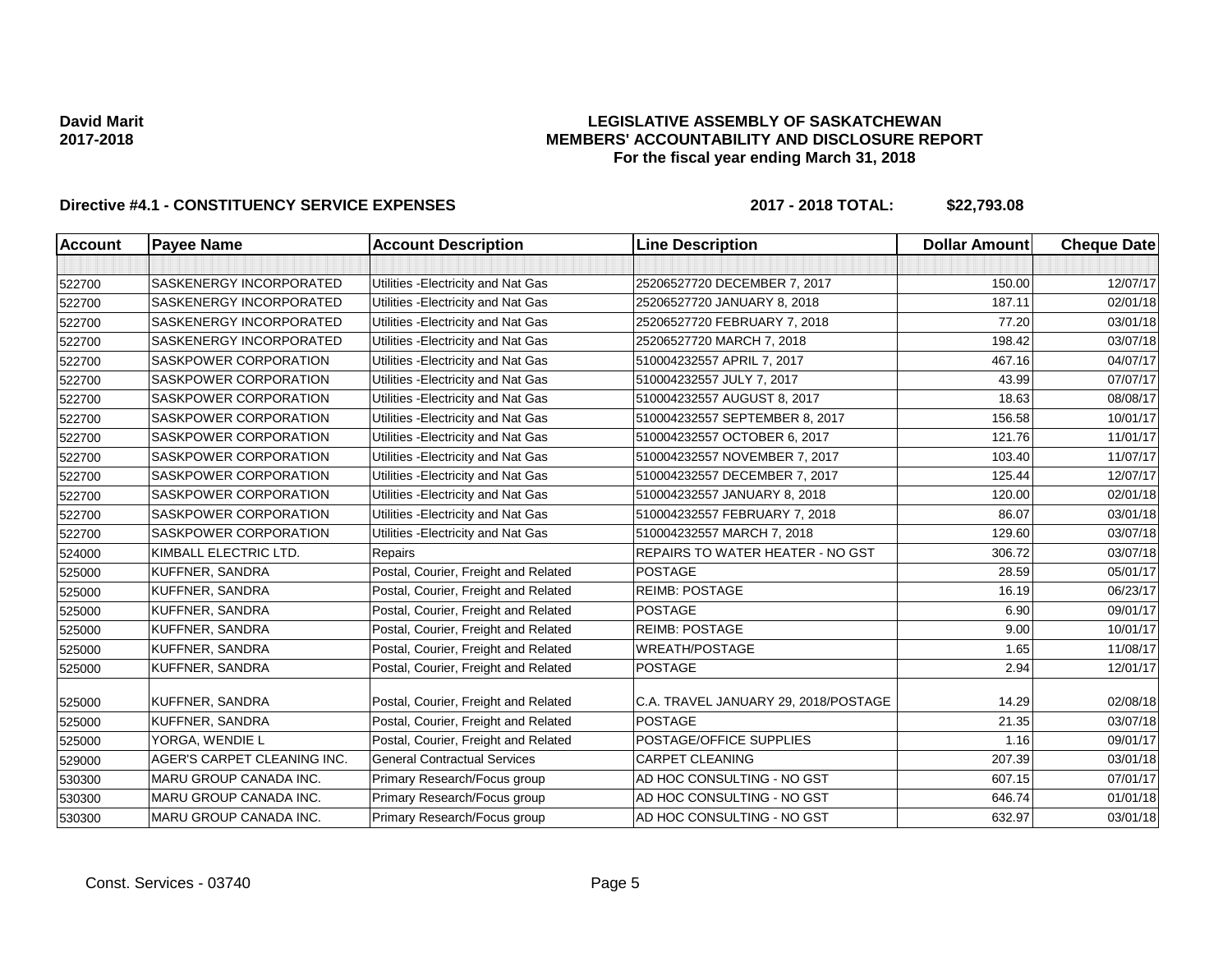**David Marit**
**2017-2018**

# LEGISLATIVE ASSEMBLY OF SASKATCHEWAN
## MEMBERS' ACCOUNTABILITY AND DISCLOSURE REPORT
### For the fiscal year ending March 31, 2018

**Directive #4.1 - CONSTITUENCY SERVICE EXPENSES** **2017 - 2018 TOTAL: $22,793.08**

| Account | Payee Name | Account Description | Line Description | Dollar Amount | Cheque Date |
|---|---|---|---|---|---|
| | | | | | |
| 522700 | SASKENERGY INCORPORATED | Utilities -Electricity and Nat Gas | 25206527720 DECEMBER 7, 2017 | 150.00 | 12/07/17 |
| 522700 | SASKENERGY INCORPORATED | Utilities -Electricity and Nat Gas | 25206527720 JANUARY 8, 2018 | 187.11 | 02/01/18 |
| 522700 | SASKENERGY INCORPORATED | Utilities -Electricity and Nat Gas | 25206527720 FEBRUARY 7, 2018 | 77.20 | 03/01/18 |
| 522700 | SASKENERGY INCORPORATED | Utilities -Electricity and Nat Gas | 25206527720 MARCH 7, 2018 | 198.42 | 03/07/18 |
| 522700 | SASKPOWER CORPORATION | Utilities -Electricity and Nat Gas | 510004232557 APRIL 7, 2017 | 467.16 | 04/07/17 |
| 522700 | SASKPOWER CORPORATION | Utilities -Electricity and Nat Gas | 510004232557 JULY 7, 2017 | 43.99 | 07/07/17 |
| 522700 | SASKPOWER CORPORATION | Utilities -Electricity and Nat Gas | 510004232557 AUGUST 8, 2017 | 18.63 | 08/08/17 |
| 522700 | SASKPOWER CORPORATION | Utilities -Electricity and Nat Gas | 510004232557 SEPTEMBER 8, 2017 | 156.58 | 10/01/17 |
| 522700 | SASKPOWER CORPORATION | Utilities -Electricity and Nat Gas | 510004232557 OCTOBER 6, 2017 | 121.76 | 11/01/17 |
| 522700 | SASKPOWER CORPORATION | Utilities -Electricity and Nat Gas | 510004232557 NOVEMBER 7, 2017 | 103.40 | 11/07/17 |
| 522700 | SASKPOWER CORPORATION | Utilities -Electricity and Nat Gas | 510004232557 DECEMBER 7, 2017 | 125.44 | 12/07/17 |
| 522700 | SASKPOWER CORPORATION | Utilities -Electricity and Nat Gas | 510004232557 JANUARY 8, 2018 | 120.00 | 02/01/18 |
| 522700 | SASKPOWER CORPORATION | Utilities -Electricity and Nat Gas | 510004232557 FEBRUARY 7, 2018 | 86.07 | 03/01/18 |
| 522700 | SASKPOWER CORPORATION | Utilities -Electricity and Nat Gas | 510004232557 MARCH 7, 2018 | 129.60 | 03/07/18 |
| 524000 | KIMBALL ELECTRIC LTD. | Repairs | REPAIRS TO WATER HEATER - NO GST | 306.72 | 03/07/18 |
| 525000 | KUFFNER, SANDRA | Postal, Courier, Freight and Related | POSTAGE | 28.59 | 05/01/17 |
| 525000 | KUFFNER, SANDRA | Postal, Courier, Freight and Related | REIMB: POSTAGE | 16.19 | 06/23/17 |
| 525000 | KUFFNER, SANDRA | Postal, Courier, Freight and Related | POSTAGE | 6.90 | 09/01/17 |
| 525000 | KUFFNER, SANDRA | Postal, Courier, Freight and Related | REIMB: POSTAGE | 9.00 | 10/01/17 |
| 525000 | KUFFNER, SANDRA | Postal, Courier, Freight and Related | WREATH/POSTAGE | 1.65 | 11/08/17 |
| 525000 | KUFFNER, SANDRA | Postal, Courier, Freight and Related | POSTAGE | 2.94 | 12/01/17 |
| 525000 | KUFFNER, SANDRA | Postal, Courier, Freight and Related | C.A. TRAVEL JANUARY 29, 2018/POSTAGE | 14.29 | 02/08/18 |
| 525000 | KUFFNER, SANDRA | Postal, Courier, Freight and Related | POSTAGE | 21.35 | 03/07/18 |
| 525000 | YORGA, WENDIE L | Postal, Courier, Freight and Related | POSTAGE/OFFICE SUPPLIES | 1.16 | 09/01/17 |
| 529000 | AGER'S CARPET CLEANING INC. | General Contractual Services | CARPET CLEANING | 207.39 | 03/01/18 |
| 530300 | MARU GROUP CANADA INC. | Primary Research/Focus group | AD HOC CONSULTING - NO GST | 607.15 | 07/01/17 |
| 530300 | MARU GROUP CANADA INC. | Primary Research/Focus group | AD HOC CONSULTING - NO GST | 646.74 | 01/01/18 |
| 530300 | MARU GROUP CANADA INC. | Primary Research/Focus group | AD HOC CONSULTING - NO GST | 632.97 | 03/01/18 |

Const. Services - 03740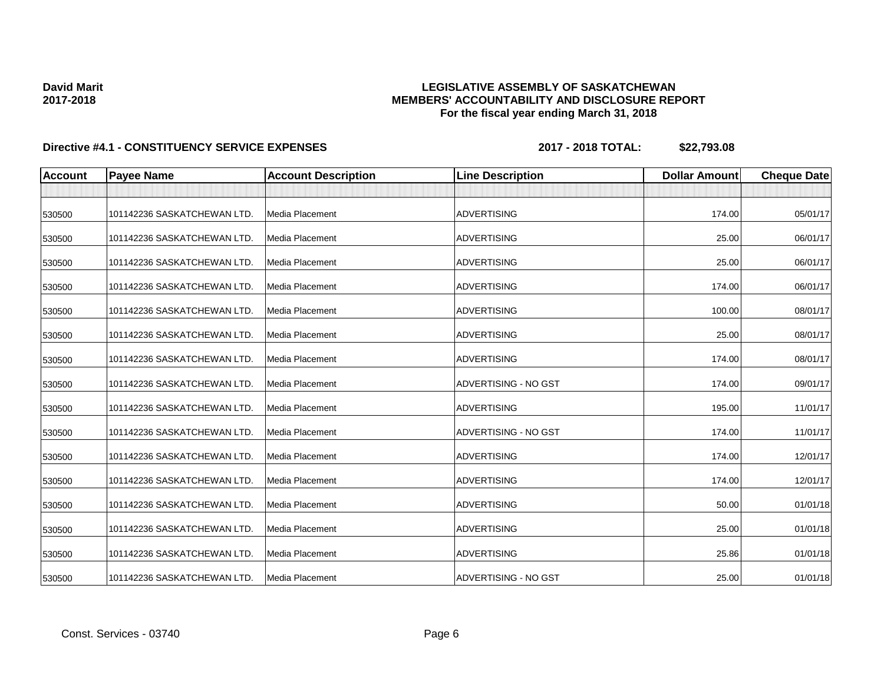David Marit
2017-2018

**LEGISLATIVE ASSEMBLY OF SASKATCHEWAN**
**MEMBERS' ACCOUNTABILITY AND DISCLOSURE REPORT**
**For the fiscal year ending March 31, 2018**

**Directive #4.1 - CONSTITUENCY SERVICE EXPENSES** **2017 - 2018 TOTAL: $22,793.08**

| Account | Payee Name | Account Description | Line Description | Dollar Amount | Cheque Date |
|---|---|---|---|---|---|
| | | | | | |
| 530500 | 101142236 SASKATCHEWAN LTD. | Media Placement | ADVERTISING | 174.00 | 05/01/17 |
| 530500 | 101142236 SASKATCHEWAN LTD. | Media Placement | ADVERTISING | 25.00 | 06/01/17 |
| 530500 | 101142236 SASKATCHEWAN LTD. | Media Placement | ADVERTISING | 25.00 | 06/01/17 |
| 530500 | 101142236 SASKATCHEWAN LTD. | Media Placement | ADVERTISING | 174.00 | 06/01/17 |
| 530500 | 101142236 SASKATCHEWAN LTD. | Media Placement | ADVERTISING | 100.00 | 08/01/17 |
| 530500 | 101142236 SASKATCHEWAN LTD. | Media Placement | ADVERTISING | 25.00 | 08/01/17 |
| 530500 | 101142236 SASKATCHEWAN LTD. | Media Placement | ADVERTISING | 174.00 | 08/01/17 |
| 530500 | 101142236 SASKATCHEWAN LTD. | Media Placement | ADVERTISING - NO GST | 174.00 | 09/01/17 |
| 530500 | 101142236 SASKATCHEWAN LTD. | Media Placement | ADVERTISING | 195.00 | 11/01/17 |
| 530500 | 101142236 SASKATCHEWAN LTD. | Media Placement | ADVERTISING - NO GST | 174.00 | 11/01/17 |
| 530500 | 101142236 SASKATCHEWAN LTD. | Media Placement | ADVERTISING | 174.00 | 12/01/17 |
| 530500 | 101142236 SASKATCHEWAN LTD. | Media Placement | ADVERTISING | 174.00 | 12/01/17 |
| 530500 | 101142236 SASKATCHEWAN LTD. | Media Placement | ADVERTISING | 50.00 | 01/01/18 |
| 530500 | 101142236 SASKATCHEWAN LTD. | Media Placement | ADVERTISING | 25.00 | 01/01/18 |
| 530500 | 101142236 SASKATCHEWAN LTD. | Media Placement | ADVERTISING | 25.86 | 01/01/18 |
| 530500 | 101142236 SASKATCHEWAN LTD. | Media Placement | ADVERTISING - NO GST | 25.00 | 01/01/18 |

Const. Services - 03740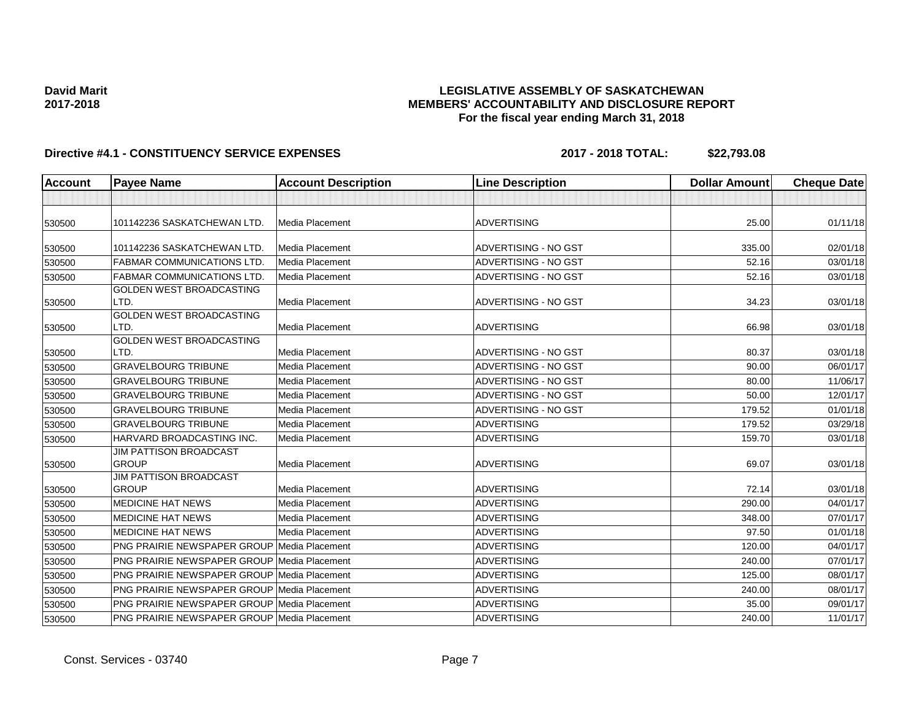**David Marit**
**2017-2018**

# LEGISLATIVE ASSEMBLY OF SASKATCHEWAN
## MEMBERS' ACCOUNTABILITY AND DISCLOSURE REPORT
### For the fiscal year ending March 31, 2018

**Directive #4.1 - CONSTITUENCY SERVICE EXPENSES** **2017 - 2018 TOTAL: $22,793.08**

| Account | Payee Name | Account Description | Line Description | Dollar Amount | Cheque Date |
|---|---|---|---|---|---|
| | | | | | |
| 530500 | 101142236 SASKATCHEWAN LTD. | Media Placement | ADVERTISING | 25.00 | 01/11/18 |
| 530500 | 101142236 SASKATCHEWAN LTD. | Media Placement | ADVERTISING - NO GST | 335.00 | 02/01/18 |
| 530500 | FABMAR COMMUNICATIONS LTD. | Media Placement | ADVERTISING - NO GST | 52.16 | 03/01/18 |
| 530500 | FABMAR COMMUNICATIONS LTD. | Media Placement | ADVERTISING - NO GST | 52.16 | 03/01/18 |
| 530500 | GOLDEN WEST BROADCASTING LTD. | Media Placement | ADVERTISING - NO GST | 34.23 | 03/01/18 |
| 530500 | GOLDEN WEST BROADCASTING LTD. | Media Placement | ADVERTISING | 66.98 | 03/01/18 |
| 530500 | GOLDEN WEST BROADCASTING LTD. | Media Placement | ADVERTISING - NO GST | 80.37 | 03/01/18 |
| 530500 | GRAVELBOURG TRIBUNE | Media Placement | ADVERTISING - NO GST | 90.00 | 06/01/17 |
| 530500 | GRAVELBOURG TRIBUNE | Media Placement | ADVERTISING - NO GST | 80.00 | 11/06/17 |
| 530500 | GRAVELBOURG TRIBUNE | Media Placement | ADVERTISING - NO GST | 50.00 | 12/01/17 |
| 530500 | GRAVELBOURG TRIBUNE | Media Placement | ADVERTISING - NO GST | 179.52 | 01/01/18 |
| 530500 | GRAVELBOURG TRIBUNE | Media Placement | ADVERTISING | 179.52 | 03/29/18 |
| 530500 | HARVARD BROADCASTING INC. | Media Placement | ADVERTISING | 159.70 | 03/01/18 |
| 530500 | JIM PATTISON BROADCAST GROUP | Media Placement | ADVERTISING | 69.07 | 03/01/18 |
| 530500 | JIM PATTISON BROADCAST GROUP | Media Placement | ADVERTISING | 72.14 | 03/01/18 |
| 530500 | MEDICINE HAT NEWS | Media Placement | ADVERTISING | 290.00 | 04/01/17 |
| 530500 | MEDICINE HAT NEWS | Media Placement | ADVERTISING | 348.00 | 07/01/17 |
| 530500 | MEDICINE HAT NEWS | Media Placement | ADVERTISING | 97.50 | 01/01/18 |
| 530500 | PNG PRAIRIE NEWSPAPER GROUP | Media Placement | ADVERTISING | 120.00 | 04/01/17 |
| 530500 | PNG PRAIRIE NEWSPAPER GROUP | Media Placement | ADVERTISING | 240.00 | 07/01/17 |
| 530500 | PNG PRAIRIE NEWSPAPER GROUP | Media Placement | ADVERTISING | 125.00 | 08/01/17 |
| 530500 | PNG PRAIRIE NEWSPAPER GROUP | Media Placement | ADVERTISING | 240.00 | 08/01/17 |
| 530500 | PNG PRAIRIE NEWSPAPER GROUP | Media Placement | ADVERTISING | 35.00 | 09/01/17 |
| 530500 | PNG PRAIRIE NEWSPAPER GROUP | Media Placement | ADVERTISING | 240.00 | 11/01/17 |

Const. Services - 03740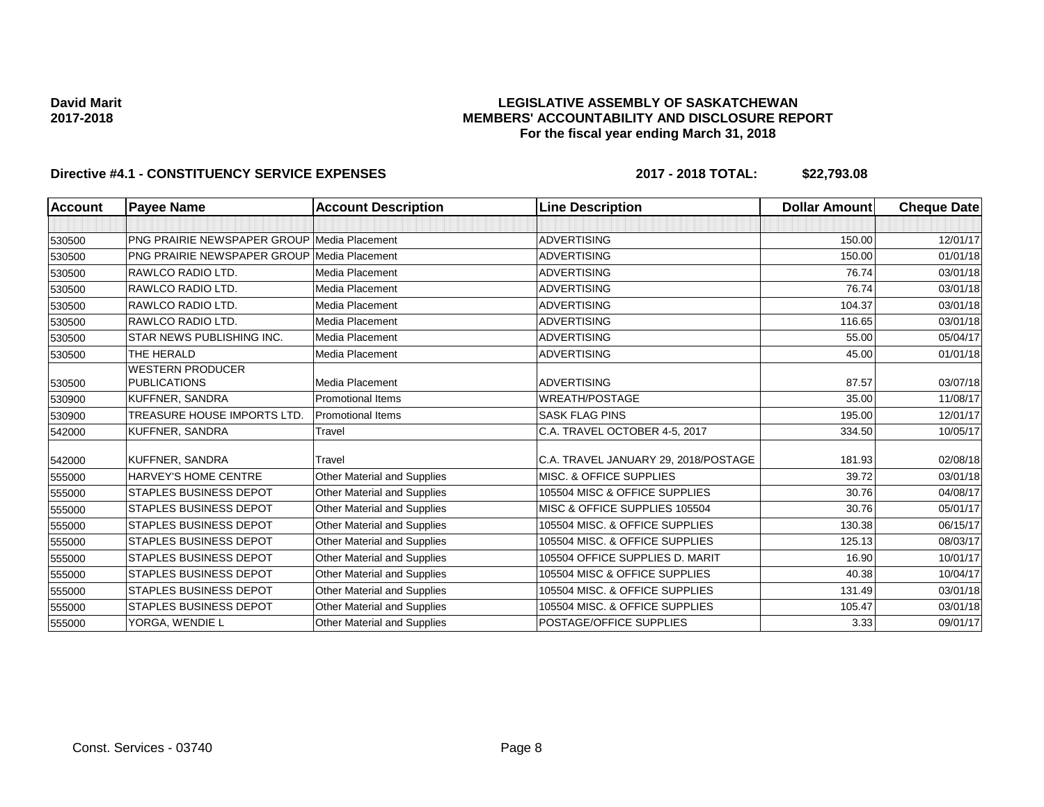**David Marit**
**2017-2018**

# LEGISLATIVE ASSEMBLY OF SASKATCHEWAN
## MEMBERS' ACCOUNTABILITY AND DISCLOSURE REPORT
### For the fiscal year ending March 31, 2018

**Directive #4.1 - CONSTITUENCY SERVICE EXPENSES** **2017 - 2018 TOTAL: $22,793.08**

| Account | Payee Name | Account Description | Line Description | Dollar Amount | Cheque Date |
|---|---|---|---|---|---|
| | | | | | |
| 530500 | PNG PRAIRIE NEWSPAPER GROUP | Media Placement | ADVERTISING | 150.00 | 12/01/17 |
| 530500 | PNG PRAIRIE NEWSPAPER GROUP | Media Placement | ADVERTISING | 150.00 | 01/01/18 |
| 530500 | RAWLCO RADIO LTD. | Media Placement | ADVERTISING | 76.74 | 03/01/18 |
| 530500 | RAWLCO RADIO LTD. | Media Placement | ADVERTISING | 76.74 | 03/01/18 |
| 530500 | RAWLCO RADIO LTD. | Media Placement | ADVERTISING | 104.37 | 03/01/18 |
| 530500 | RAWLCO RADIO LTD. | Media Placement | ADVERTISING | 116.65 | 03/01/18 |
| 530500 | STAR NEWS PUBLISHING INC. | Media Placement | ADVERTISING | 55.00 | 05/04/17 |
| 530500 | THE HERALD | Media Placement | ADVERTISING | 45.00 | 01/01/18 |
| 530500 | WESTERN PRODUCER PUBLICATIONS | Media Placement | ADVERTISING | 87.57 | 03/07/18 |
| 530900 | KUFFNER, SANDRA | Promotional Items | WREATH/POSTAGE | 35.00 | 11/08/17 |
| 530900 | TREASURE HOUSE IMPORTS LTD. | Promotional Items | SASK FLAG PINS | 195.00 | 12/01/17 |
| 542000 | KUFFNER, SANDRA | Travel | C.A. TRAVEL OCTOBER 4-5, 2017 | 334.50 | 10/05/17 |
| 542000 | KUFFNER, SANDRA | Travel | C.A. TRAVEL JANUARY 29, 2018/POSTAGE | 181.93 | 02/08/18 |
| 555000 | HARVEY'S HOME CENTRE | Other Material and Supplies | MISC. & OFFICE SUPPLIES | 39.72 | 03/01/18 |
| 555000 | STAPLES BUSINESS DEPOT | Other Material and Supplies | 105504 MISC & OFFICE SUPPLIES | 30.76 | 04/08/17 |
| 555000 | STAPLES BUSINESS DEPOT | Other Material and Supplies | MISC & OFFICE SUPPLIES 105504 | 30.76 | 05/01/17 |
| 555000 | STAPLES BUSINESS DEPOT | Other Material and Supplies | 105504 MISC. & OFFICE SUPPLIES | 130.38 | 06/15/17 |
| 555000 | STAPLES BUSINESS DEPOT | Other Material and Supplies | 105504 MISC. & OFFICE SUPPLIES | 125.13 | 08/03/17 |
| 555000 | STAPLES BUSINESS DEPOT | Other Material and Supplies | 105504 OFFICE SUPPLIES D. MARIT | 16.90 | 10/01/17 |
| 555000 | STAPLES BUSINESS DEPOT | Other Material and Supplies | 105504 MISC & OFFICE SUPPLIES | 40.38 | 10/04/17 |
| 555000 | STAPLES BUSINESS DEPOT | Other Material and Supplies | 105504 MISC. & OFFICE SUPPLIES | 131.49 | 03/01/18 |
| 555000 | STAPLES BUSINESS DEPOT | Other Material and Supplies | 105504 MISC. & OFFICE SUPPLIES | 105.47 | 03/01/18 |
| 555000 | YORGA, WENDIE L | Other Material and Supplies | POSTAGE/OFFICE SUPPLIES | 3.33 | 09/01/17 |

Const. Services - 03740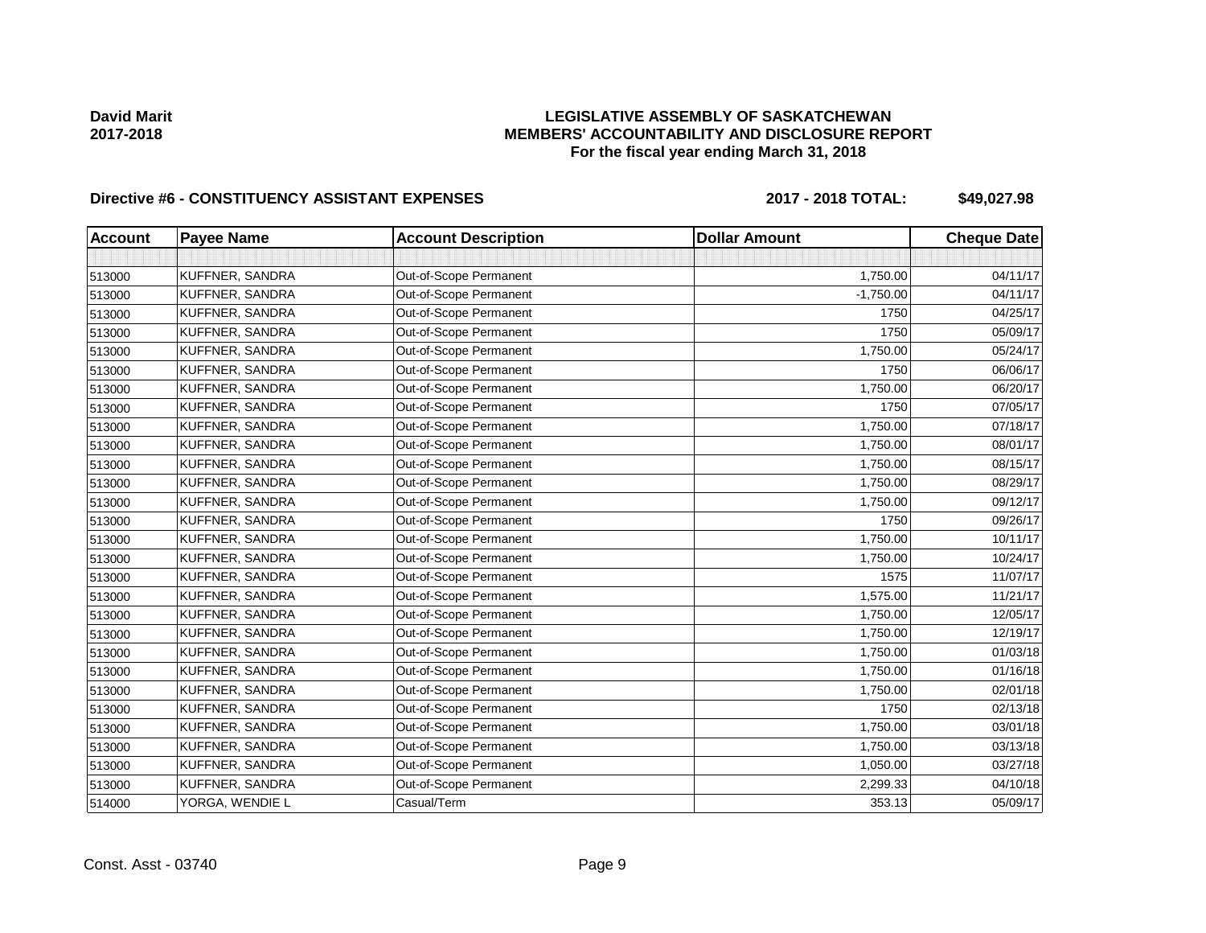**David Marit**
**2017-2018**

**LEGISLATIVE ASSEMBLY OF SASKATCHEWAN**
**MEMBERS' ACCOUNTABILITY AND DISCLOSURE REPORT**
**For the fiscal year ending March 31, 2018**

**Directive #6 - CONSTITUENCY ASSISTANT EXPENSES** **2017 - 2018 TOTAL: $49,027.98**

| Account | Payee Name | Account Description | Dollar Amount | Cheque Date |
|---|---|---|---|---|
| | | | | |
| 513000 | KUFFNER, SANDRA | Out-of-Scope Permanent | 1,750.00 | 04/11/17 |
| 513000 | KUFFNER, SANDRA | Out-of-Scope Permanent | -1,750.00 | 04/11/17 |
| 513000 | KUFFNER, SANDRA | Out-of-Scope Permanent | 1750 | 04/25/17 |
| 513000 | KUFFNER, SANDRA | Out-of-Scope Permanent | 1750 | 05/09/17 |
| 513000 | KUFFNER, SANDRA | Out-of-Scope Permanent | 1,750.00 | 05/24/17 |
| 513000 | KUFFNER, SANDRA | Out-of-Scope Permanent | 1750 | 06/06/17 |
| 513000 | KUFFNER, SANDRA | Out-of-Scope Permanent | 1,750.00 | 06/20/17 |
| 513000 | KUFFNER, SANDRA | Out-of-Scope Permanent | 1750 | 07/05/17 |
| 513000 | KUFFNER, SANDRA | Out-of-Scope Permanent | 1,750.00 | 07/18/17 |
| 513000 | KUFFNER, SANDRA | Out-of-Scope Permanent | 1,750.00 | 08/01/17 |
| 513000 | KUFFNER, SANDRA | Out-of-Scope Permanent | 1,750.00 | 08/15/17 |
| 513000 | KUFFNER, SANDRA | Out-of-Scope Permanent | 1,750.00 | 08/29/17 |
| 513000 | KUFFNER, SANDRA | Out-of-Scope Permanent | 1,750.00 | 09/12/17 |
| 513000 | KUFFNER, SANDRA | Out-of-Scope Permanent | 1750 | 09/26/17 |
| 513000 | KUFFNER, SANDRA | Out-of-Scope Permanent | 1,750.00 | 10/11/17 |
| 513000 | KUFFNER, SANDRA | Out-of-Scope Permanent | 1,750.00 | 10/24/17 |
| 513000 | KUFFNER, SANDRA | Out-of-Scope Permanent | 1575 | 11/07/17 |
| 513000 | KUFFNER, SANDRA | Out-of-Scope Permanent | 1,575.00 | 11/21/17 |
| 513000 | KUFFNER, SANDRA | Out-of-Scope Permanent | 1,750.00 | 12/05/17 |
| 513000 | KUFFNER, SANDRA | Out-of-Scope Permanent | 1,750.00 | 12/19/17 |
| 513000 | KUFFNER, SANDRA | Out-of-Scope Permanent | 1,750.00 | 01/03/18 |
| 513000 | KUFFNER, SANDRA | Out-of-Scope Permanent | 1,750.00 | 01/16/18 |
| 513000 | KUFFNER, SANDRA | Out-of-Scope Permanent | 1,750.00 | 02/01/18 |
| 513000 | KUFFNER, SANDRA | Out-of-Scope Permanent | 1750 | 02/13/18 |
| 513000 | KUFFNER, SANDRA | Out-of-Scope Permanent | 1,750.00 | 03/01/18 |
| 513000 | KUFFNER, SANDRA | Out-of-Scope Permanent | 1,750.00 | 03/13/18 |
| 513000 | KUFFNER, SANDRA | Out-of-Scope Permanent | 1,050.00 | 03/27/18 |
| 513000 | KUFFNER, SANDRA | Out-of-Scope Permanent | 2,299.33 | 04/10/18 |
| 514000 | YORGA, WENDIE L | Casual/Term | 353.13 | 05/09/17 |

Const. Asst - 03740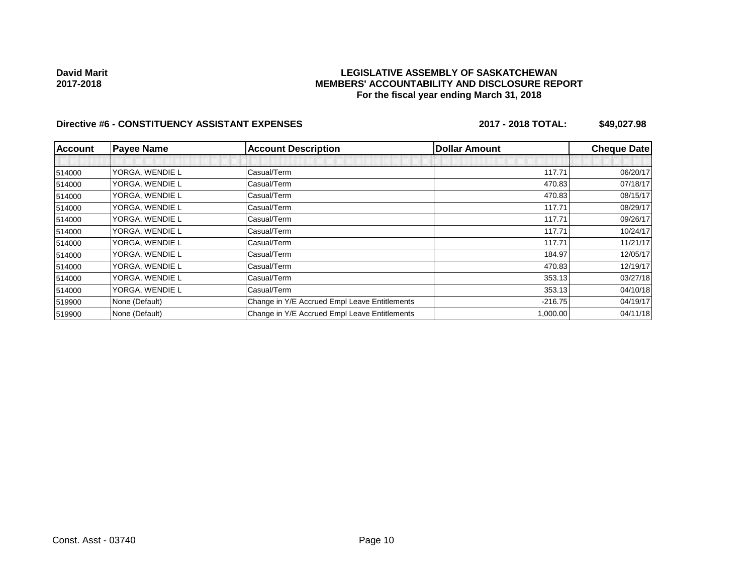**David Marit**
**2017-2018**

# LEGISLATIVE ASSEMBLY OF SASKATCHEWAN
## MEMBERS' ACCOUNTABILITY AND DISCLOSURE REPORT
### For the fiscal year ending March 31, 2018

**Directive #6 - CONSTITUENCY ASSISTANT EXPENSES** **2017 - 2018 TOTAL: $49,027.98**

| Account | Payee Name | Account Description | Dollar Amount | Cheque Date |
|---|---|---|---|---|
| | | | | |
| 514000 | YORGA, WENDIE L | Casual/Term | 117.71 | 06/20/17 |
| 514000 | YORGA, WENDIE L | Casual/Term | 470.83 | 07/18/17 |
| 514000 | YORGA, WENDIE L | Casual/Term | 470.83 | 08/15/17 |
| 514000 | YORGA, WENDIE L | Casual/Term | 117.71 | 08/29/17 |
| 514000 | YORGA, WENDIE L | Casual/Term | 117.71 | 09/26/17 |
| 514000 | YORGA, WENDIE L | Casual/Term | 117.71 | 10/24/17 |
| 514000 | YORGA, WENDIE L | Casual/Term | 117.71 | 11/21/17 |
| 514000 | YORGA, WENDIE L | Casual/Term | 184.97 | 12/05/17 |
| 514000 | YORGA, WENDIE L | Casual/Term | 470.83 | 12/19/17 |
| 514000 | YORGA, WENDIE L | Casual/Term | 353.13 | 03/27/18 |
| 514000 | YORGA, WENDIE L | Casual/Term | 353.13 | 04/10/18 |
| 519900 | None (Default) | Change in Y/E Accrued Empl Leave Entitlements | -216.75 | 04/19/17 |
| 519900 | None (Default) | Change in Y/E Accrued Empl Leave Entitlements | 1,000.00 | 04/11/18 |

Const. Asst - 03740